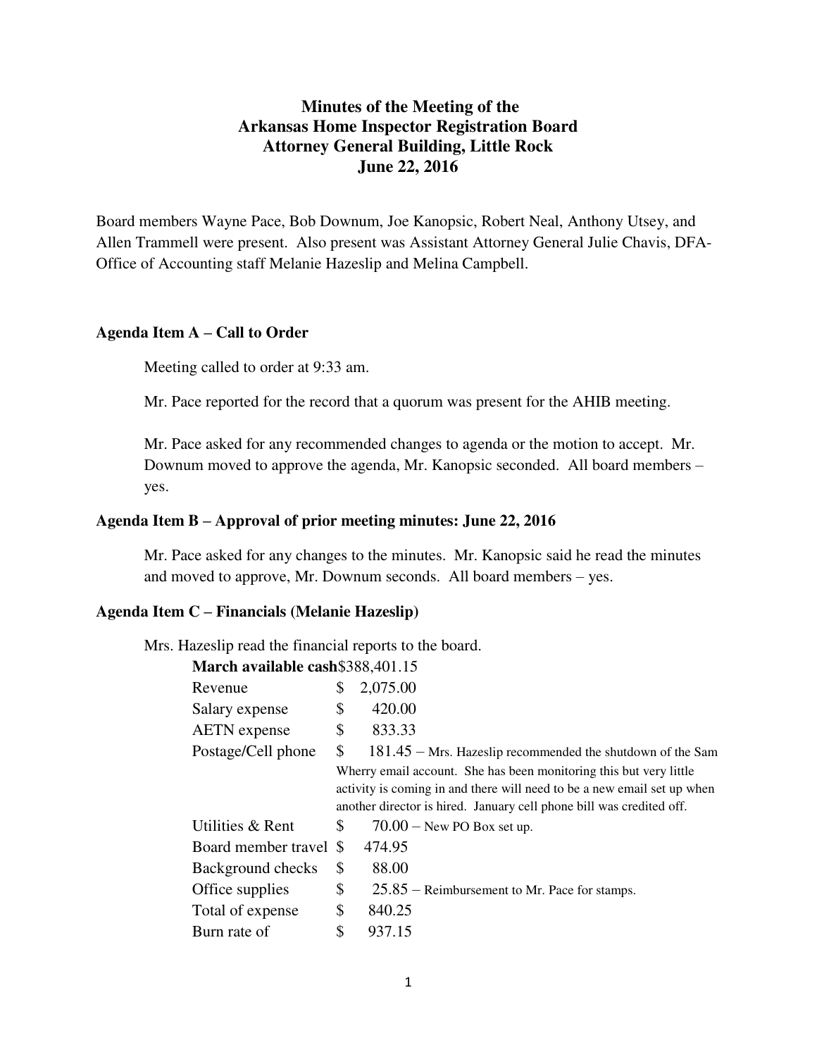# Minutes of the Meeting of the
# Arkansas Home Inspector Registration Board
# Attorney General Building, Little Rock
# June 22, 2016

Board members Wayne Pace, Bob Downum, Joe Kanopsic, Robert Neal, Anthony Utsey, and Allen Trammell were present. Also present was Assistant Attorney General Julie Chavis, DFA-Office of Accounting staff Melanie Hazeslip and Melina Campbell.

### Agenda Item A – Call to Order

Meeting called to order at 9:33 am.

Mr. Pace reported for the record that a quorum was present for the AHIB meeting.

Mr. Pace asked for any recommended changes to agenda or the motion to accept. Mr. Downum moved to approve the agenda, Mr. Kanopsic seconded. All board members – yes.

### Agenda Item B – Approval of prior meeting minutes: June 22, 2016

Mr. Pace asked for any changes to the minutes. Mr. Kanopsic said he read the minutes and moved to approve, Mr. Downum seconds. All board members – yes.

### Agenda Item C – Financials (Melanie Hazeslip)

Mrs. Hazeslip read the financial reports to the board.

| | | |
|---|---|---|
| **March available cash** | $388,401.15 | |
| Revenue | $ 2,075.00 | |
| Salary expense | $ 420.00 | |
| AETN expense | $ 833.33 | |
| Postage/Cell phone | $ 181.45 | – Mrs. Hazeslip recommended the shutdown of the Sam Wherry email account. She has been monitoring this but very little activity is coming in and there will need to be a new email set up when another director is hired. January cell phone bill was credited off. |
| Utilities & Rent | $ 70.00 | – New PO Box set up. |
| Board member travel | $ 474.95 | |
| Background checks | $ 88.00 | |
| Office supplies | $ 25.85 | – Reimbursement to Mr. Pace for stamps. |
| Total of expense | $ 840.25 | |
| Burn rate of | $ 937.15 | |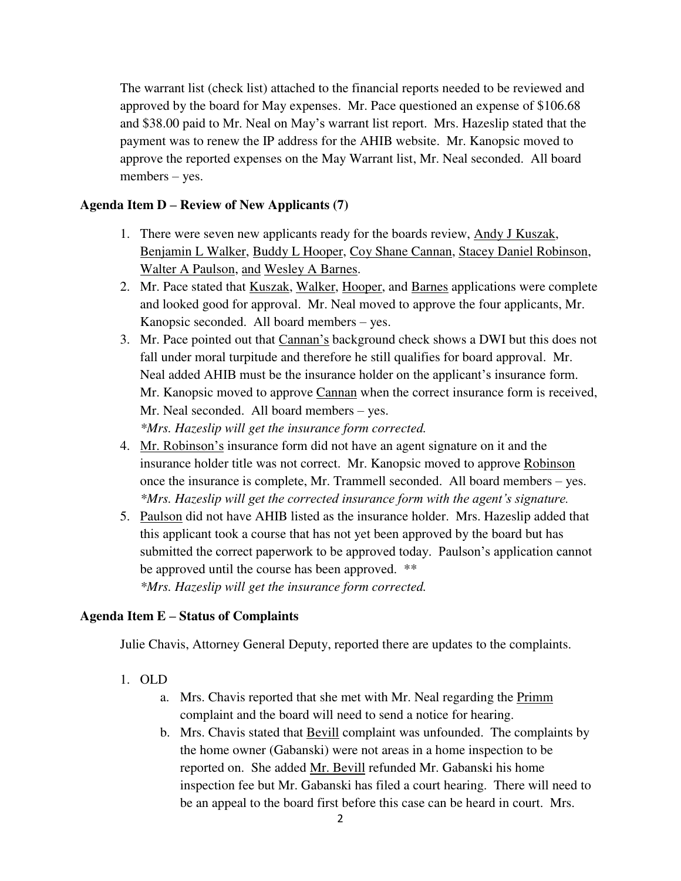The warrant list (check list) attached to the financial reports needed to be reviewed and approved by the board for May expenses. Mr. Pace questioned an expense of $106.68 and $38.00 paid to Mr. Neal on May's warrant list report. Mrs. Hazeslip stated that the payment was to renew the IP address for the AHIB website. Mr. Kanopsic moved to approve the reported expenses on the May Warrant list, Mr. Neal seconded. All board members – yes.

**Agenda Item D – Review of New Applicants (7)**

1. There were seven new applicants ready for the boards review, Andy J Kuszak, Benjamin L Walker, Buddy L Hooper, Coy Shane Cannan, Stacey Daniel Robinson, Walter A Paulson, and Wesley A Barnes.
2. Mr. Pace stated that Kuszak, Walker, Hooper, and Barnes applications were complete and looked good for approval. Mr. Neal moved to approve the four applicants, Mr. Kanopsic seconded. All board members – yes.
3. Mr. Pace pointed out that Cannan's background check shows a DWI but this does not fall under moral turpitude and therefore he still qualifies for board approval. Mr. Neal added AHIB must be the insurance holder on the applicant's insurance form. Mr. Kanopsic moved to approve Cannan when the correct insurance form is received, Mr. Neal seconded. All board members – yes.
   *\*Mrs. Hazeslip will get the insurance form corrected.*
4. Mr. Robinson's insurance form did not have an agent signature on it and the insurance holder title was not correct. Mr. Kanopsic moved to approve Robinson once the insurance is complete, Mr. Trammell seconded. All board members – yes.
   *\*Mrs. Hazeslip will get the corrected insurance form with the agent's signature.*
5. Paulson did not have AHIB listed as the insurance holder. Mrs. Hazeslip added that this applicant took a course that has not yet been approved by the board but has submitted the correct paperwork to be approved today. Paulson's application cannot be approved until the course has been approved. **
   *\*Mrs. Hazeslip will get the insurance form corrected.*

**Agenda Item E – Status of Complaints**

Julie Chavis, Attorney General Deputy, reported there are updates to the complaints.

1. OLD
   a. Mrs. Chavis reported that she met with Mr. Neal regarding the Primm complaint and the board will need to send a notice for hearing.
   b. Mrs. Chavis stated that Bevill complaint was unfounded. The complaints by the home owner (Gabanski) were not areas in a home inspection to be reported on. She added Mr. Bevill refunded Mr. Gabanski his home inspection fee but Mr. Gabanski has filed a court hearing. There will need to be an appeal to the board first before this case can be heard in court. Mrs.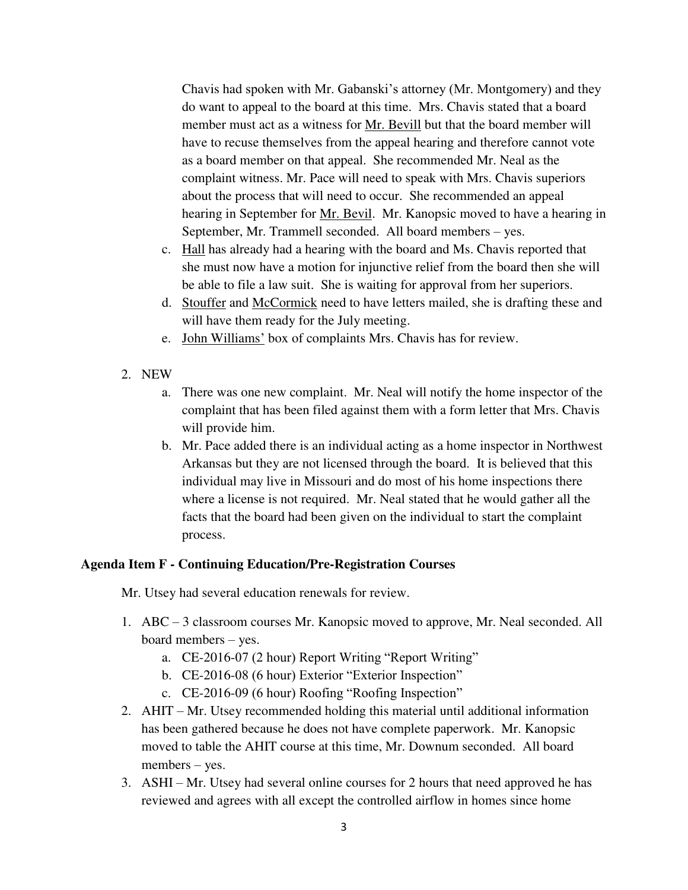Chavis had spoken with Mr. Gabanski's attorney (Mr. Montgomery) and they do want to appeal to the board at this time. Mrs. Chavis stated that a board member must act as a witness for Mr. Bevill but that the board member will have to recuse themselves from the appeal hearing and therefore cannot vote as a board member on that appeal. She recommended Mr. Neal as the complaint witness. Mr. Pace will need to speak with Mrs. Chavis superiors about the process that will need to occur. She recommended an appeal hearing in September for Mr. Bevil. Mr. Kanopsic moved to have a hearing in September, Mr. Trammell seconded. All board members – yes.

c. Hall has already had a hearing with the board and Ms. Chavis reported that she must now have a motion for injunctive relief from the board then she will be able to file a law suit. She is waiting for approval from her superiors.
d. Stouffer and McCormick need to have letters mailed, she is drafting these and will have them ready for the July meeting.
e. John Williams' box of complaints Mrs. Chavis has for review.

2. NEW
   a. There was one new complaint. Mr. Neal will notify the home inspector of the complaint that has been filed against them with a form letter that Mrs. Chavis will provide him.
   b. Mr. Pace added there is an individual acting as a home inspector in Northwest Arkansas but they are not licensed through the board. It is believed that this individual may live in Missouri and do most of his home inspections there where a license is not required. Mr. Neal stated that he would gather all the facts that the board had been given on the individual to start the complaint process.

**Agenda Item F - Continuing Education/Pre-Registration Courses**

Mr. Utsey had several education renewals for review.

1. ABC – 3 classroom courses Mr. Kanopsic moved to approve, Mr. Neal seconded. All board members – yes.
   a. CE-2016-07 (2 hour) Report Writing "Report Writing"
   b. CE-2016-08 (6 hour) Exterior "Exterior Inspection"
   c. CE-2016-09 (6 hour) Roofing "Roofing Inspection"
2. AHIT – Mr. Utsey recommended holding this material until additional information has been gathered because he does not have complete paperwork. Mr. Kanopsic moved to table the AHIT course at this time, Mr. Downum seconded. All board members – yes.
3. ASHI – Mr. Utsey had several online courses for 2 hours that need approved he has reviewed and agrees with all except the controlled airflow in homes since home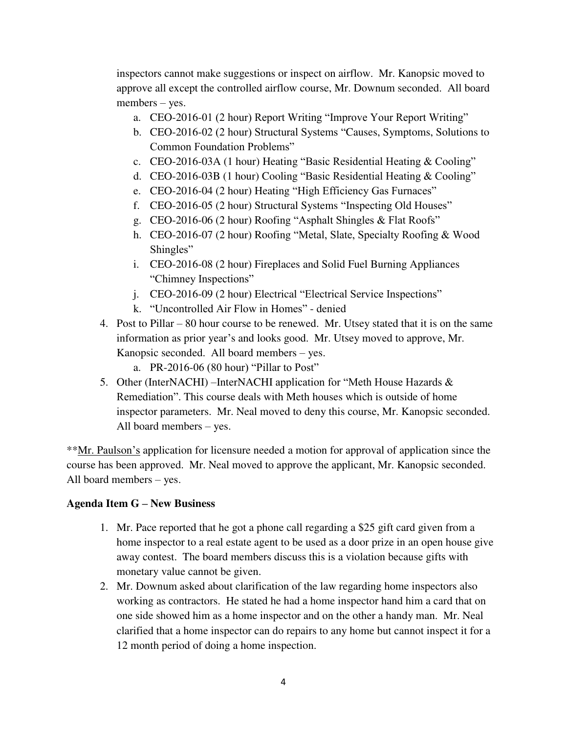inspectors cannot make suggestions or inspect on airflow. Mr. Kanopsic moved to approve all except the controlled airflow course, Mr. Downum seconded. All board members – yes.

a. CEO-2016-01 (2 hour) Report Writing "Improve Your Report Writing"
b. CEO-2016-02 (2 hour) Structural Systems "Causes, Symptoms, Solutions to Common Foundation Problems"
c. CEO-2016-03A (1 hour) Heating "Basic Residential Heating & Cooling"
d. CEO-2016-03B (1 hour) Cooling "Basic Residential Heating & Cooling"
e. CEO-2016-04 (2 hour) Heating "High Efficiency Gas Furnaces"
f. CEO-2016-05 (2 hour) Structural Systems "Inspecting Old Houses"
g. CEO-2016-06 (2 hour) Roofing "Asphalt Shingles & Flat Roofs"
h. CEO-2016-07 (2 hour) Roofing "Metal, Slate, Specialty Roofing & Wood Shingles"
i. CEO-2016-08 (2 hour) Fireplaces and Solid Fuel Burning Appliances "Chimney Inspections"
j. CEO-2016-09 (2 hour) Electrical "Electrical Service Inspections"
k. "Uncontrolled Air Flow in Homes" - denied

4. Post to Pillar – 80 hour course to be renewed. Mr. Utsey stated that it is on the same information as prior year's and looks good. Mr. Utsey moved to approve, Mr. Kanopsic seconded. All board members – yes.
   a. PR-2016-06 (80 hour) "Pillar to Post"
5. Other (InterNACHI) –InterNACHI application for "Meth House Hazards & Remediation". This course deals with Meth houses which is outside of home inspector parameters. Mr. Neal moved to deny this course, Mr. Kanopsic seconded. All board members – yes.

**<u>Mr. Paulson's</u> application for licensure needed a motion for approval of application since the course has been approved. Mr. Neal moved to approve the applicant, Mr. Kanopsic seconded. All board members – yes.

**Agenda Item G – New Business**

1. Mr. Pace reported that he got a phone call regarding a $25 gift card given from a home inspector to a real estate agent to be used as a door prize in an open house give away contest. The board members discuss this is a violation because gifts with monetary value cannot be given.
2. Mr. Downum asked about clarification of the law regarding home inspectors also working as contractors. He stated he had a home inspector hand him a card that on one side showed him as a home inspector and on the other a handy man. Mr. Neal clarified that a home inspector can do repairs to any home but cannot inspect it for a 12 month period of doing a home inspection.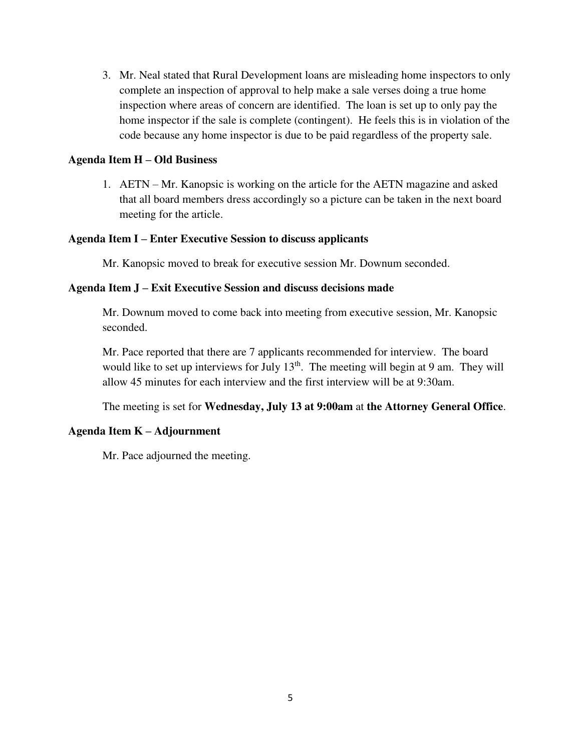3. Mr. Neal stated that Rural Development loans are misleading home inspectors to only complete an inspection of approval to help make a sale verses doing a true home inspection where areas of concern are identified. The loan is set up to only pay the home inspector if the sale is complete (contingent). He feels this is in violation of the code because any home inspector is due to be paid regardless of the property sale.

**Agenda Item H – Old Business**

1. AETN – Mr. Kanopsic is working on the article for the AETN magazine and asked that all board members dress accordingly so a picture can be taken in the next board meeting for the article.

**Agenda Item I – Enter Executive Session to discuss applicants**

Mr. Kanopsic moved to break for executive session Mr. Downum seconded.

**Agenda Item J – Exit Executive Session and discuss decisions made**

Mr. Downum moved to come back into meeting from executive session, Mr. Kanopsic seconded.

Mr. Pace reported that there are 7 applicants recommended for interview. The board would like to set up interviews for July 13th. The meeting will begin at 9 am. They will allow 45 minutes for each interview and the first interview will be at 9:30am.

The meeting is set for **Wednesday, July 13 at 9:00am** at **the Attorney General Office**.

**Agenda Item K – Adjournment**

Mr. Pace adjourned the meeting.